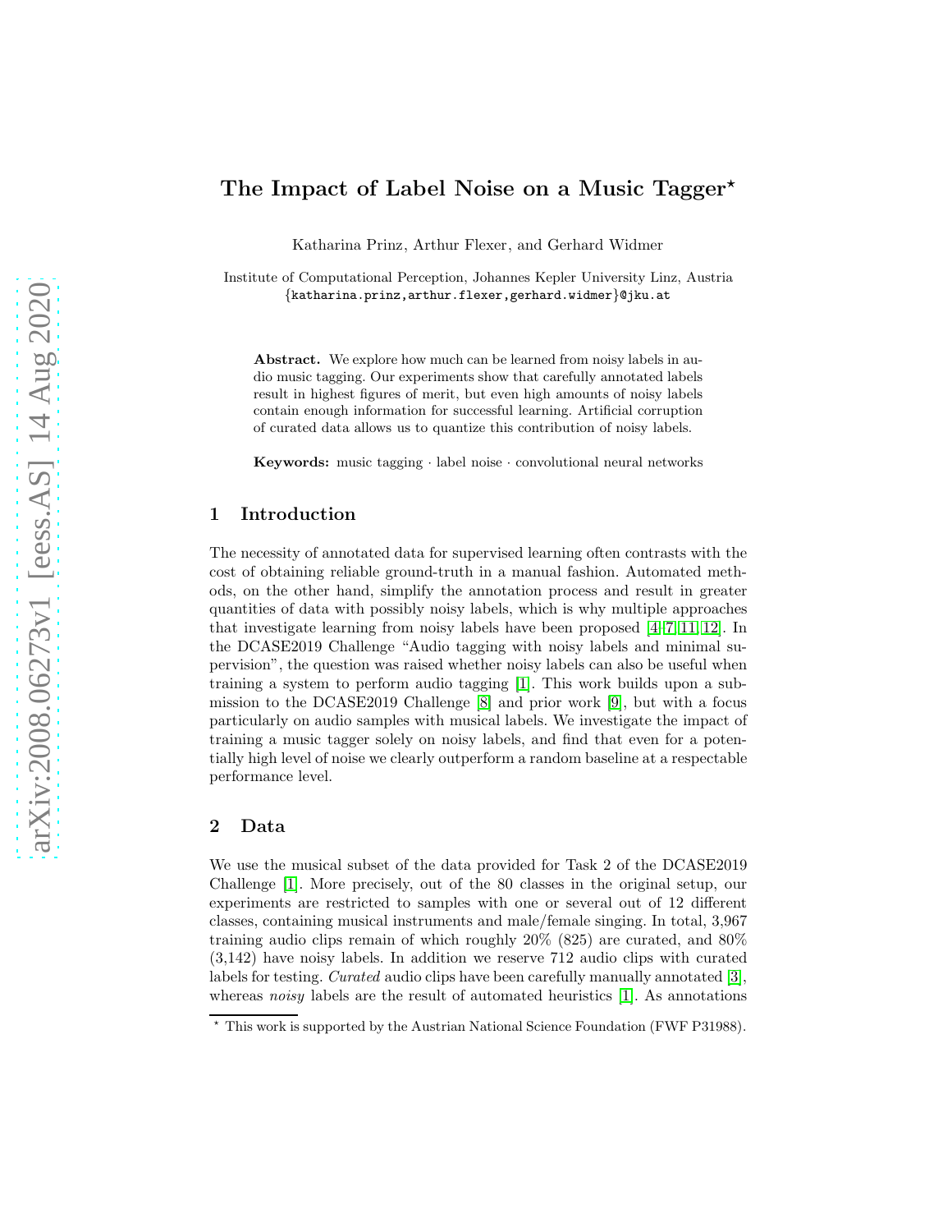# The Impact of Label Noise on a Music Tagger*

Katharina Prinz, Arthur Flexer, and Gerhard Widmer

Institute of Computational Perception, Johannes Kepler University Linz, Austria
{katharina.prinz,arthur.flexer,gerhard.widmer}@jku.at

**Abstract.** We explore how much can be learned from noisy labels in audio music tagging. Our experiments show that carefully annotated labels result in highest figures of merit, but even high amounts of noisy labels contain enough information for successful learning. Artificial corruption of curated data allows us to quantize this contribution of noisy labels.

**Keywords:** music tagging · label noise · convolutional neural networks

## 1 Introduction

The necessity of annotated data for supervised learning often contrasts with the cost of obtaining reliable ground-truth in a manual fashion. Automated methods, on the other hand, simplify the annotation process and result in greater quantities of data with possibly noisy labels, which is why multiple approaches that investigate learning from noisy labels have been proposed [4,7,11,12]. In the DCASE2019 Challenge "Audio tagging with noisy labels and minimal supervision", the question was raised whether noisy labels can also be useful when training a system to perform audio tagging [1]. This work builds upon a submission to the DCASE2019 Challenge [8] and prior work [9], but with a focus particularly on audio samples with musical labels. We investigate the impact of training a music tagger solely on noisy labels, and find that even for a potentially high level of noise we clearly outperform a random baseline at a respectable performance level.

## 2 Data

We use the musical subset of the data provided for Task 2 of the DCASE2019 Challenge [1]. More precisely, out of the 80 classes in the original setup, our experiments are restricted to samples with one or several out of 12 different classes, containing musical instruments and male/female singing. In total, 3,967 training audio clips remain of which roughly 20% (825) are curated, and 80% (3,142) have noisy labels. In addition we reserve 712 audio clips with curated labels for testing. *Curated* audio clips have been carefully manually annotated [3], whereas *noisy* labels are the result of automated heuristics [1]. As annotations

* This work is supported by the Austrian National Science Foundation (FWF P31988).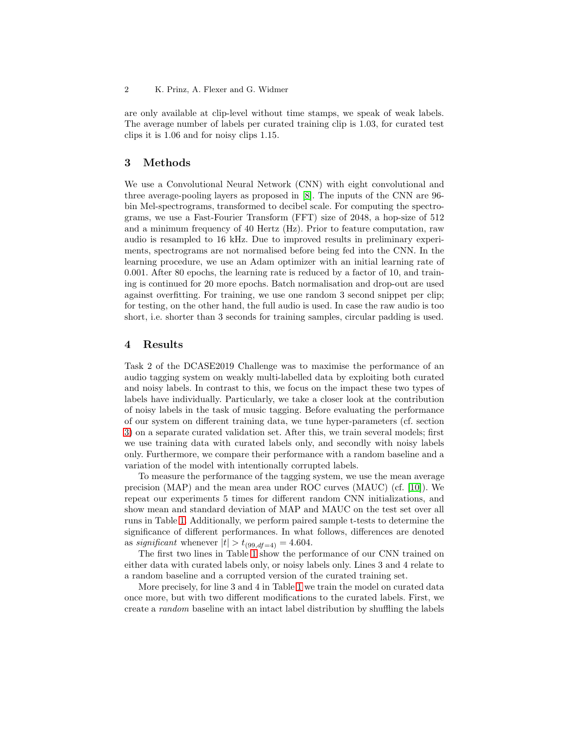are only available at clip-level without time stamps, we speak of weak labels. The average number of labels per curated training clip is 1.03, for curated test clips it is 1.06 and for noisy clips 1.15.

## 3 Methods

We use a Convolutional Neural Network (CNN) with eight convolutional and three average-pooling layers as proposed in [8]. The inputs of the CNN are 96-bin Mel-spectrograms, transformed to decibel scale. For computing the spectrograms, we use a Fast-Fourier Transform (FFT) size of 2048, a hop-size of 512 and a minimum frequency of 40 Hertz (Hz). Prior to feature computation, raw audio is resampled to 16 kHz. Due to improved results in preliminary experiments, spectrograms are not normalised before being fed into the CNN. In the learning procedure, we use an Adam optimizer with an initial learning rate of 0.001. After 80 epochs, the learning rate is reduced by a factor of 10, and training is continued for 20 more epochs. Batch normalisation and drop-out are used against overfitting. For training, we use one random 3 second snippet per clip; for testing, on the other hand, the full audio is used. In case the raw audio is too short, i.e. shorter than 3 seconds for training samples, circular padding is used.

## 4 Results

Task 2 of the DCASE2019 Challenge was to maximise the performance of an audio tagging system on weakly multi-labelled data by exploiting both curated and noisy labels. In contrast to this, we focus on the impact these two types of labels have individually. Particularly, we take a closer look at the contribution of noisy labels in the task of music tagging. Before evaluating the performance of our system on different training data, we tune hyper-parameters (cf. section 3) on a separate curated validation set. After this, we train several models; first we use training data with curated labels only, and secondly with noisy labels only. Furthermore, we compare their performance with a random baseline and a variation of the model with intentionally corrupted labels.

To measure the performance of the tagging system, we use the mean average precision (MAP) and the mean area under ROC curves (MAUC) (cf. [10]). We repeat our experiments 5 times for different random CNN initializations, and show mean and standard deviation of MAP and MAUC on the test set over all runs in Table 1. Additionally, we perform paired sample t-tests to determine the significance of different performances. In what follows, differences are denoted as *significant* whenever $|t| > t_{(99,df=4)} = 4.604$.

The first two lines in Table 1 show the performance of our CNN trained on either data with curated labels only, or noisy labels only. Lines 3 and 4 relate to a random baseline and a corrupted version of the curated training set.

More precisely, for line 3 and 4 in Table 1 we train the model on curated data once more, but with two different modifications to the curated labels. First, we create a *random* baseline with an intact label distribution by shuffling the labels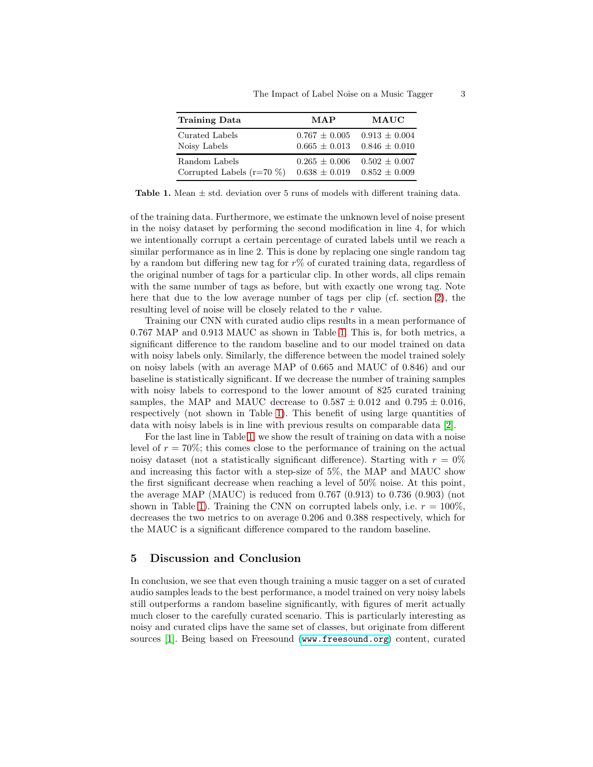| **Training Data** | **MAP** | **MAUC** |
|---|---|---|
| Curated Labels | $0.767 \pm 0.005$ | $0.913 \pm 0.004$ |
| Noisy Labels | $0.665 \pm 0.013$ | $0.846 \pm 0.010$ |
| Random Labels | $0.265 \pm 0.006$ | $0.502 \pm 0.007$ |
| Corrupted Labels (r=70 %) | $0.638 \pm 0.019$ | $0.852 \pm 0.009$ |

**Table 1.** Mean ± std. deviation over 5 runs of models with different training data.

of the training data. Furthermore, we estimate the unknown level of noise present in the noisy dataset by performing the second modification in line 4, for which we intentionally corrupt a certain percentage of curated labels until we reach a similar performance as in line 2. This is done by replacing one single random tag by a random but differing new tag for $r$% of curated training data, regardless of the original number of tags for a particular clip. In other words, all clips remain with the same number of tags as before, but with exactly one wrong tag. Note here that due to the low average number of tags per clip (cf. section 2), the resulting level of noise will be closely related to the $r$ value.

Training our CNN with curated audio clips results in a mean performance of 0.767 MAP and 0.913 MAUC as shown in Table 1. This is, for both metrics, a significant difference to the random baseline and to our model trained on data with noisy labels only. Similarly, the difference between the model trained solely on noisy labels (with an average MAP of 0.665 and MAUC of 0.846) and our baseline is statistically significant. If we decrease the number of training samples with noisy labels to correspond to the lower amount of 825 curated training samples, the MAP and MAUC decrease to $0.587 \pm 0.012$ and $0.795 \pm 0.016$, respectively (not shown in Table 1). This benefit of using large quantities of data with noisy labels is in line with previous results on comparable data [2].

For the last line in Table 1, we show the result of training on data with a noise level of $r = 70\%$; this comes close to the performance of training on the actual noisy dataset (not a statistically significant difference). Starting with $r = 0\%$ and increasing this factor with a step-size of 5%, the MAP and MAUC show the first significant decrease when reaching a level of 50% noise. At this point, the average MAP (MAUC) is reduced from 0.767 (0.913) to 0.736 (0.903) (not shown in Table 1). Training the CNN on corrupted labels only, i.e. $r = 100\%$, decreases the two metrics to on average 0.206 and 0.388 respectively, which for the MAUC is a significant difference compared to the random baseline.

## 5 Discussion and Conclusion

In conclusion, we see that even though training a music tagger on a set of curated audio samples leads to the best performance, a model trained on very noisy labels still outperforms a random baseline significantly, with figures of merit actually much closer to the carefully curated scenario. This is particularly interesting as noisy and curated clips have the same set of classes, but originate from different sources [1]. Being based on Freesound (`www.freesound.org`) content, curated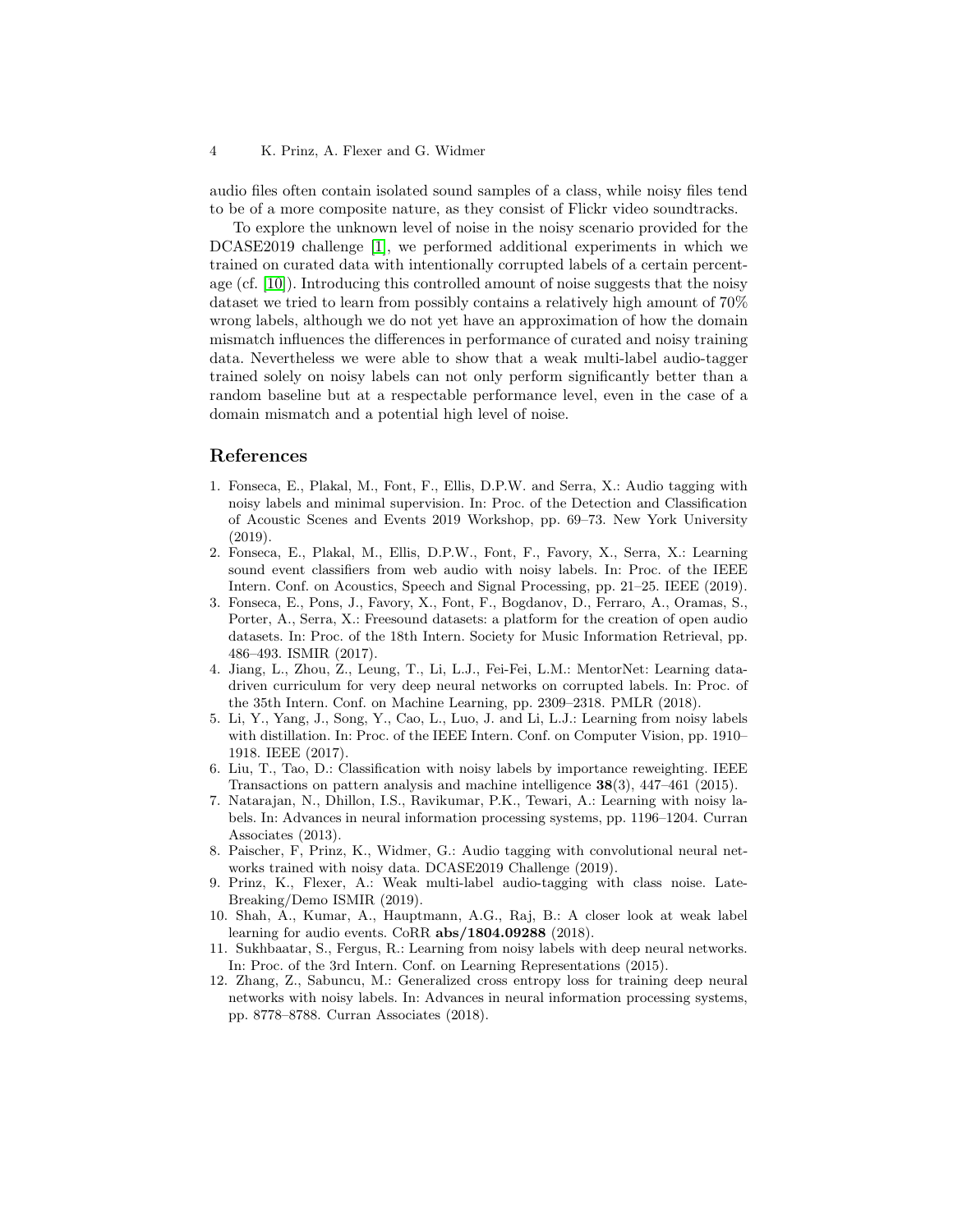audio files often contain isolated sound samples of a class, while noisy files tend to be of a more composite nature, as they consist of Flickr video soundtracks.

To explore the unknown level of noise in the noisy scenario provided for the DCASE2019 challenge [1], we performed additional experiments in which we trained on curated data with intentionally corrupted labels of a certain percentage (cf. [10]). Introducing this controlled amount of noise suggests that the noisy dataset we tried to learn from possibly contains a relatively high amount of 70% wrong labels, although we do not yet have an approximation of how the domain mismatch influences the differences in performance of curated and noisy training data. Nevertheless we were able to show that a weak multi-label audio-tagger trained solely on noisy labels can not only perform significantly better than a random baseline but at a respectable performance level, even in the case of a domain mismatch and a potential high level of noise.

## References

1. Fonseca, E., Plakal, M., Font, F., Ellis, D.P.W. and Serra, X.: Audio tagging with noisy labels and minimal supervision. In: Proc. of the Detection and Classification of Acoustic Scenes and Events 2019 Workshop, pp. 69–73. New York University (2019).
2. Fonseca, E., Plakal, M., Ellis, D.P.W., Font, F., Favory, X., Serra, X.: Learning sound event classifiers from web audio with noisy labels. In: Proc. of the IEEE Intern. Conf. on Acoustics, Speech and Signal Processing, pp. 21–25. IEEE (2019).
3. Fonseca, E., Pons, J., Favory, X., Font, F., Bogdanov, D., Ferraro, A., Oramas, S., Porter, A., Serra, X.: Freesound datasets: a platform for the creation of open audio datasets. In: Proc. of the 18th Intern. Society for Music Information Retrieval, pp. 486–493. ISMIR (2017).
4. Jiang, L., Zhou, Z., Leung, T., Li, L.J., Fei-Fei, L.M.: MentorNet: Learning data-driven curriculum for very deep neural networks on corrupted labels. In: Proc. of the 35th Intern. Conf. on Machine Learning, pp. 2309–2318. PMLR (2018).
5. Li, Y., Yang, J., Song, Y., Cao, L., Luo, J. and Li, L.J.: Learning from noisy labels with distillation. In: Proc. of the IEEE Intern. Conf. on Computer Vision, pp. 1910–1918. IEEE (2017).
6. Liu, T., Tao, D.: Classification with noisy labels by importance reweighting. IEEE Transactions on pattern analysis and machine intelligence **38**(3), 447–461 (2015).
7. Natarajan, N., Dhillon, I.S., Ravikumar, P.K., Tewari, A.: Learning with noisy labels. In: Advances in neural information processing systems, pp. 1196–1204. Curran Associates (2013).
8. Paischer, F, Prinz, K., Widmer, G.: Audio tagging with convolutional neural networks trained with noisy data. DCASE2019 Challenge (2019).
9. Prinz, K., Flexer, A.: Weak multi-label audio-tagging with class noise. Late-Breaking/Demo ISMIR (2019).
10. Shah, A., Kumar, A., Hauptmann, A.G., Raj, B.: A closer look at weak label learning for audio events. CoRR **abs/1804.09288** (2018).
11. Sukhbaatar, S., Fergus, R.: Learning from noisy labels with deep neural networks. In: Proc. of the 3rd Intern. Conf. on Learning Representations (2015).
12. Zhang, Z., Sabuncu, M.: Generalized cross entropy loss for training deep neural networks with noisy labels. In: Advances in neural information processing systems, pp. 8778–8788. Curran Associates (2018).